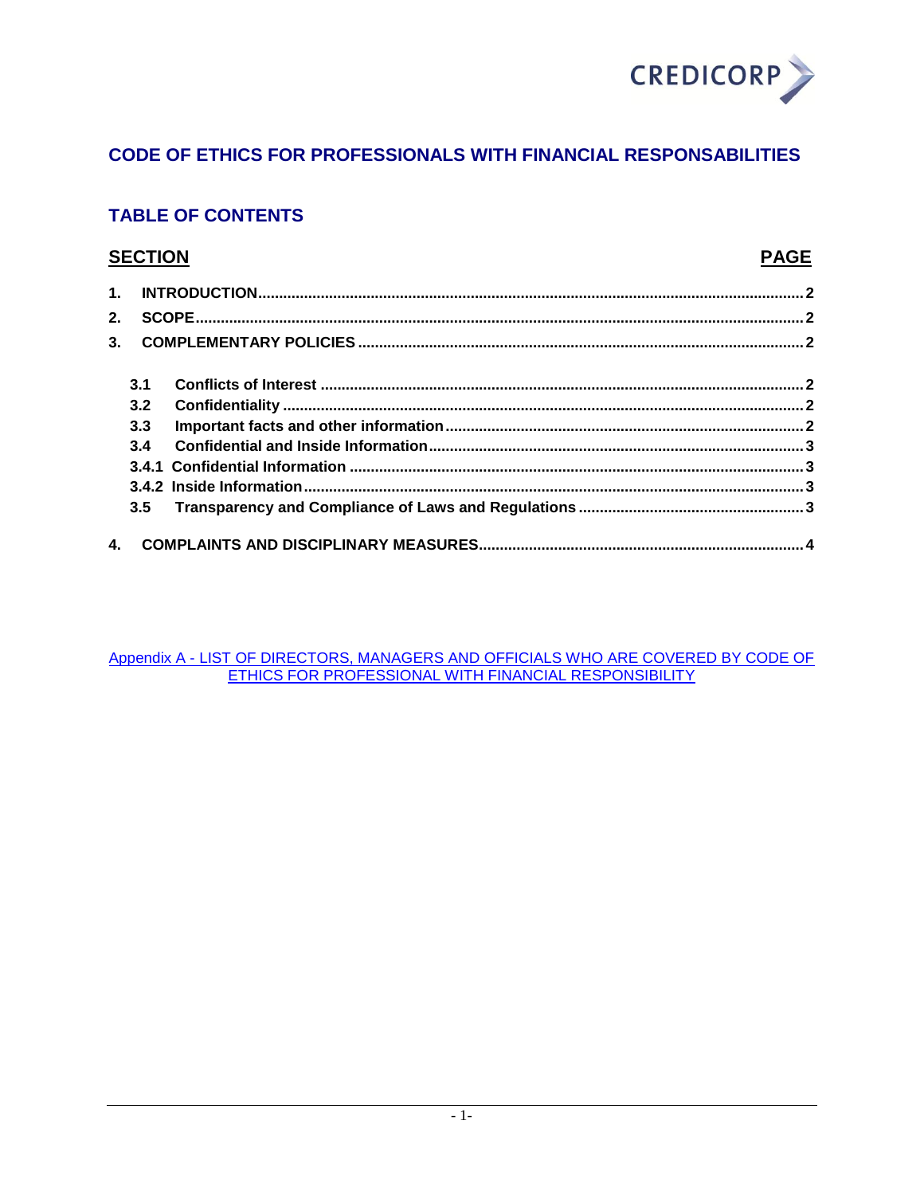CREDICORP

## CODE OF ETHICS FOR PROFESSIONALS WITH FINANCIAL RESPONSABILITIES

## TABLE OF CONTENTS

| SECTION | PAGE |
|---|---|
| **1. INTRODUCTION** | **2** |
| **2. SCOPE** | **2** |
| **3. COMPLEMENTARY POLICIES** | **2** |
| **3.1 Conflicts of Interest** | **2** |
| **3.2 Confidentiality** | **2** |
| **3.3 Important facts and other information** | **2** |
| **3.4 Confidential and Inside Information** | **3** |
| **3.4.1 Confidential Information** | **3** |
| **3.4.2 Inside Information** | **3** |
| **3.5 Transparency and Compliance of Laws and Regulations** | **3** |
| **4. COMPLAINTS AND DISCIPLINARY MEASURES** | **4** |

Appendix A - LIST OF DIRECTORS, MANAGERS AND OFFICIALS WHO ARE COVERED BY CODE OF ETHICS FOR PROFESSIONAL WITH FINANCIAL RESPONSIBILITY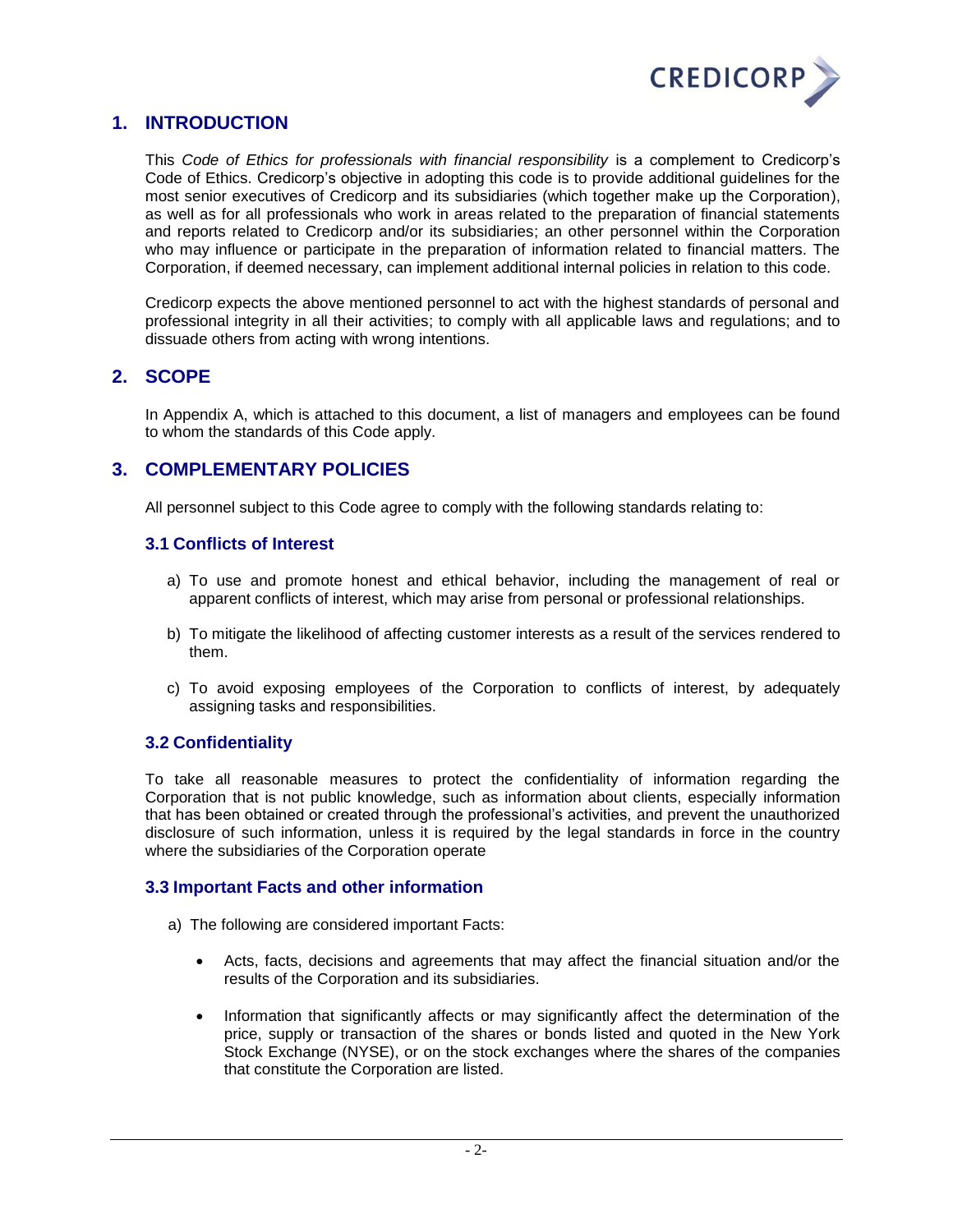## 1. INTRODUCTION

This *Code of Ethics for professionals with financial responsibility* is a complement to Credicorp's Code of Ethics. Credicorp's objective in adopting this code is to provide additional guidelines for the most senior executives of Credicorp and its subsidiaries (which together make up the Corporation), as well as for all professionals who work in areas related to the preparation of financial statements and reports related to Credicorp and/or its subsidiaries; an other personnel within the Corporation who may influence or participate in the preparation of information related to financial matters. The Corporation, if deemed necessary, can implement additional internal policies in relation to this code.

Credicorp expects the above mentioned personnel to act with the highest standards of personal and professional integrity in all their activities; to comply with all applicable laws and regulations; and to dissuade others from acting with wrong intentions.

## 2. SCOPE

In Appendix A, which is attached to this document, a list of managers and employees can be found to whom the standards of this Code apply.

## 3. COMPLEMENTARY POLICIES

All personnel subject to this Code agree to comply with the following standards relating to:

### 3.1 Conflicts of Interest

a) To use and promote honest and ethical behavior, including the management of real or apparent conflicts of interest, which may arise from personal or professional relationships.

b) To mitigate the likelihood of affecting customer interests as a result of the services rendered to them.

c) To avoid exposing employees of the Corporation to conflicts of interest, by adequately assigning tasks and responsibilities.

### 3.2 Confidentiality

To take all reasonable measures to protect the confidentiality of information regarding the Corporation that is not public knowledge, such as information about clients, especially information that has been obtained or created through the professional's activities, and prevent the unauthorized disclosure of such information, unless it is required by the legal standards in force in the country where the subsidiaries of the Corporation operate

### 3.3 Important Facts and other information

a) The following are considered important Facts:

- Acts, facts, decisions and agreements that may affect the financial situation and/or the results of the Corporation and its subsidiaries.
- Information that significantly affects or may significantly affect the determination of the price, supply or transaction of the shares or bonds listed and quoted in the New York Stock Exchange (NYSE), or on the stock exchanges where the shares of the companies that constitute the Corporation are listed.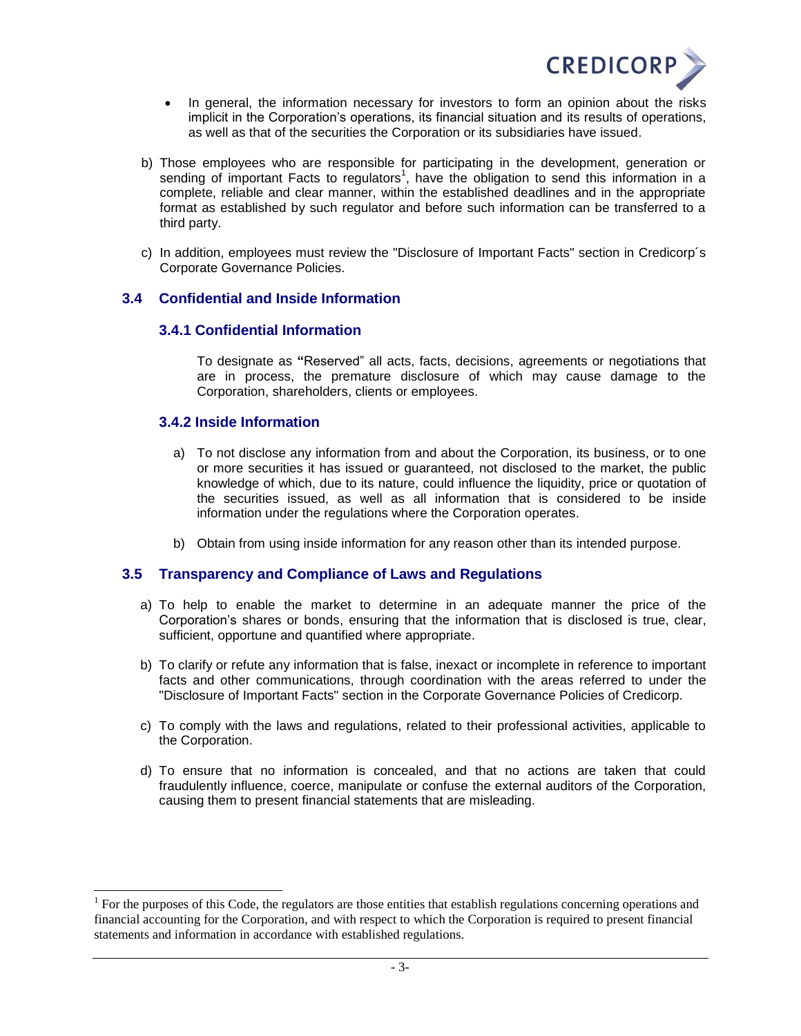- In general, the information necessary for investors to form an opinion about the risks implicit in the Corporation's operations, its financial situation and its results of operations, as well as that of the securities the Corporation or its subsidiaries have issued.

b) Those employees who are responsible for participating in the development, generation or sending of important Facts to regulators[1], have the obligation to send this information in a complete, reliable and clear manner, within the established deadlines and in the appropriate format as established by such regulator and before such information can be transferred to a third party.

c) In addition, employees must review the "Disclosure of Important Facts" section in Credicorp´s Corporate Governance Policies.

## 3.4 Confidential and Inside Information

### 3.4.1 Confidential Information

To designate as **"**Reserved" all acts, facts, decisions, agreements or negotiations that are in process, the premature disclosure of which may cause damage to the Corporation, shareholders, clients or employees.

### 3.4.2 Inside Information

a) To not disclose any information from and about the Corporation, its business, or to one or more securities it has issued or guaranteed, not disclosed to the market, the public knowledge of which, due to its nature, could influence the liquidity, price or quotation of the securities issued, as well as all information that is considered to be inside information under the regulations where the Corporation operates.

b) Obtain from using inside information for any reason other than its intended purpose.

## 3.5 Transparency and Compliance of Laws and Regulations

a) To help to enable the market to determine in an adequate manner the price of the Corporation's shares or bonds, ensuring that the information that is disclosed is true, clear, sufficient, opportune and quantified where appropriate.

b) To clarify or refute any information that is false, inexact or incomplete in reference to important facts and other communications, through coordination with the areas referred to under the "Disclosure of Important Facts" section in the Corporate Governance Policies of Credicorp.

c) To comply with the laws and regulations, related to their professional activities, applicable to the Corporation.

d) To ensure that no information is concealed, and that no actions are taken that could fraudulently influence, coerce, manipulate or confuse the external auditors of the Corporation, causing them to present financial statements that are misleading.

---

[1] For the purposes of this Code, the regulators are those entities that establish regulations concerning operations and financial accounting for the Corporation, and with respect to which the Corporation is required to present financial statements and information in accordance with established regulations.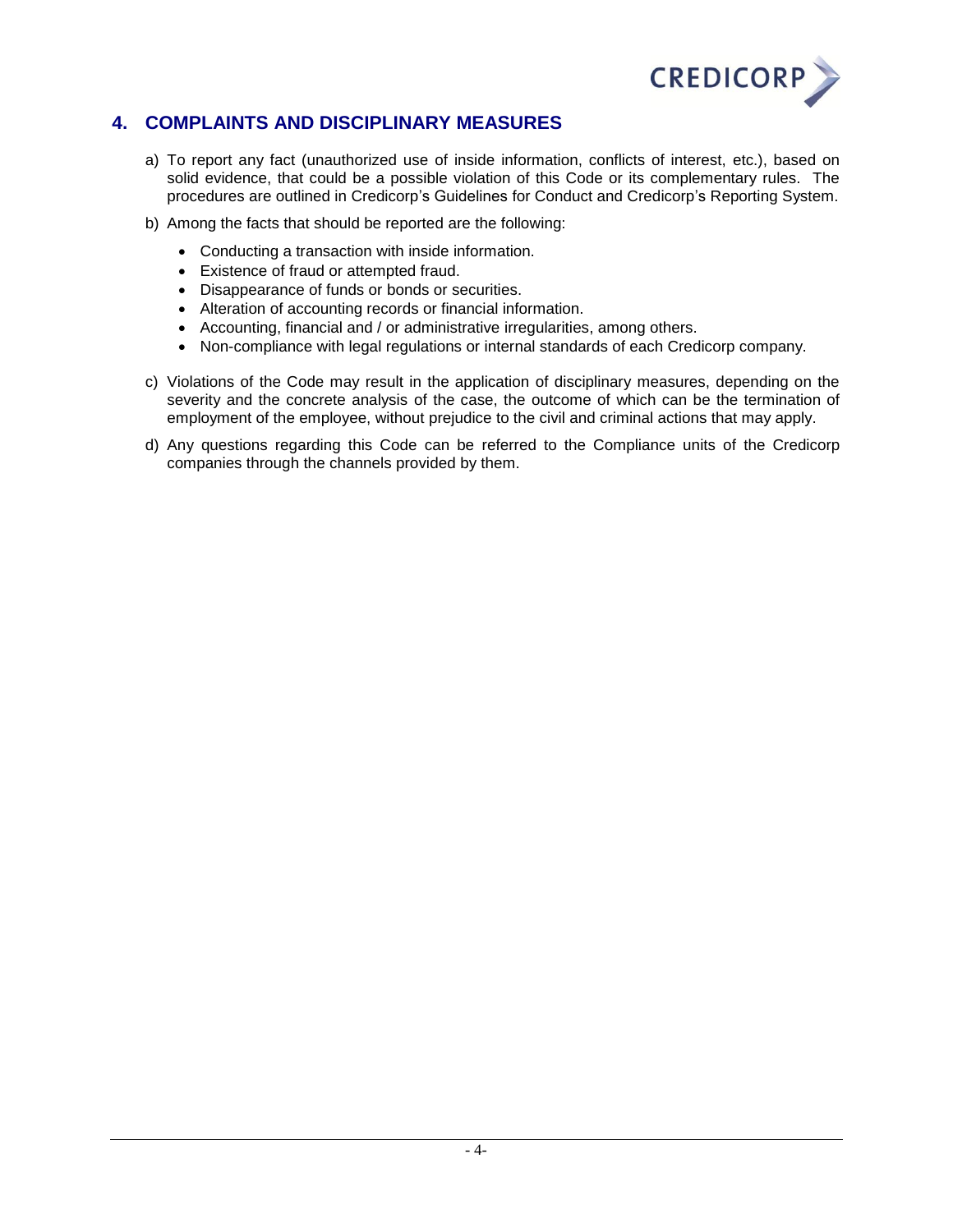## 4. COMPLAINTS AND DISCIPLINARY MEASURES

a) To report any fact (unauthorized use of inside information, conflicts of interest, etc.), based on solid evidence, that could be a possible violation of this Code or its complementary rules. The procedures are outlined in Credicorp's Guidelines for Conduct and Credicorp's Reporting System.

b) Among the facts that should be reported are the following:

- Conducting a transaction with inside information.
- Existence of fraud or attempted fraud.
- Disappearance of funds or bonds or securities.
- Alteration of accounting records or financial information.
- Accounting, financial and / or administrative irregularities, among others.
- Non-compliance with legal regulations or internal standards of each Credicorp company.

c) Violations of the Code may result in the application of disciplinary measures, depending on the severity and the concrete analysis of the case, the outcome of which can be the termination of employment of the employee, without prejudice to the civil and criminal actions that may apply.

d) Any questions regarding this Code can be referred to the Compliance units of the Credicorp companies through the channels provided by them.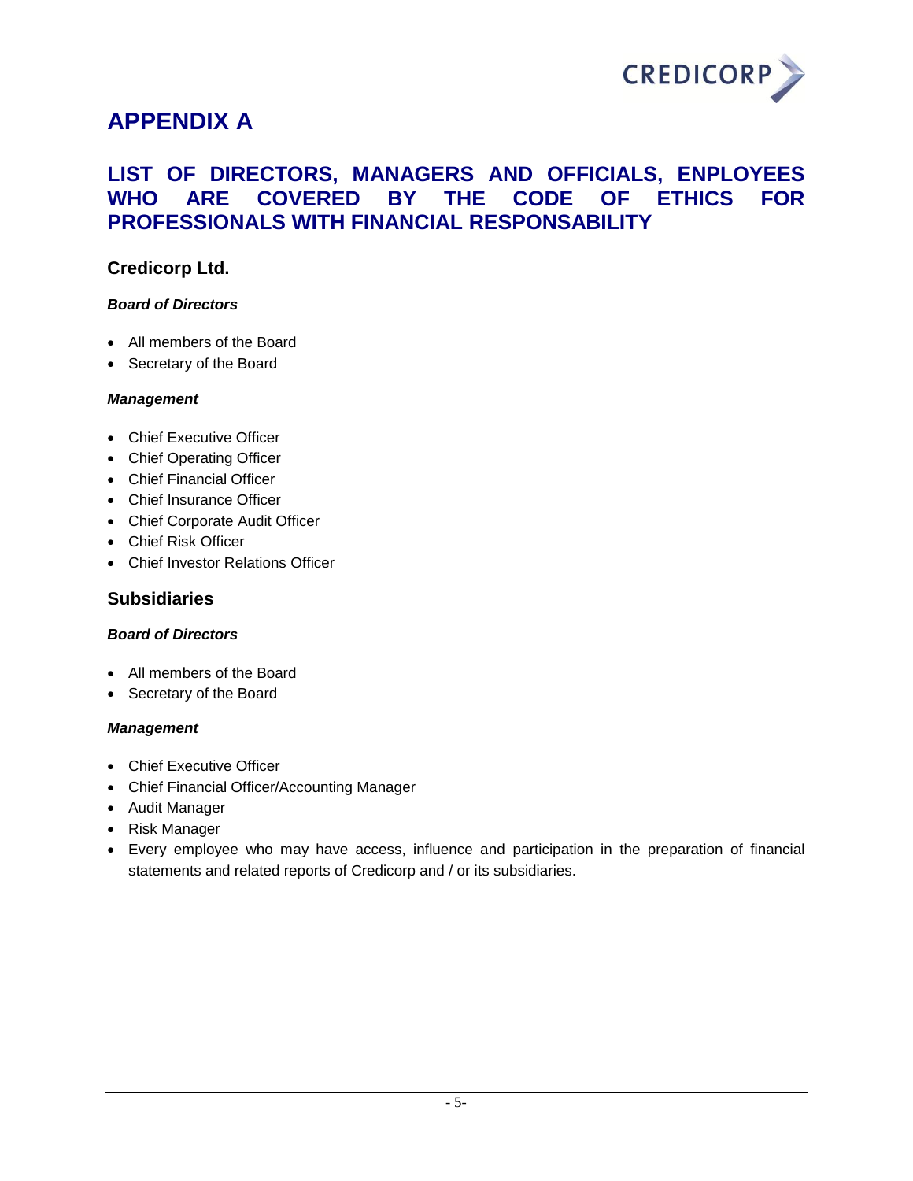# APPENDIX A

## LIST OF DIRECTORS, MANAGERS AND OFFICIALS, ENPLOYEES WHO ARE COVERED BY THE CODE OF ETHICS FOR PROFESSIONALS WITH FINANCIAL RESPONSABILITY

### Credicorp Ltd.

***Board of Directors***

- All members of the Board
- Secretary of the Board

***Management***

- Chief Executive Officer
- Chief Operating Officer
- Chief Financial Officer
- Chief Insurance Officer
- Chief Corporate Audit Officer
- Chief Risk Officer
- Chief Investor Relations Officer

### Subsidiaries

***Board of Directors***

- All members of the Board
- Secretary of the Board

***Management***

- Chief Executive Officer
- Chief Financial Officer/Accounting Manager
- Audit Manager
- Risk Manager
- Every employee who may have access, influence and participation in the preparation of financial statements and related reports of Credicorp and / or its subsidiaries.